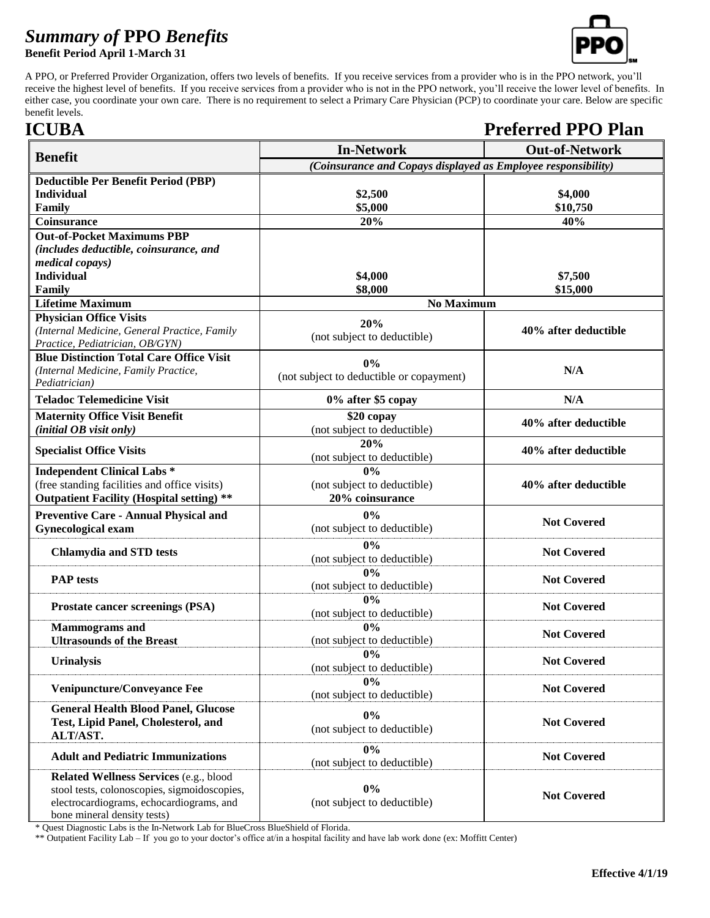# *Summary of* PPO *Benefits*

**Benefit Period April 1-March 31**

A PPO, or Preferred Provider Organization, offers two levels of benefits. If you receive services from a provider who is in the PPO network, you'll receive the highest level of benefits. If you receive services from a provider who is not in the PPO network, you'll receive the lower level of benefits. In either case, you coordinate your own care. There is no requirement to select a Primary Care Physician (PCP) to coordinate your care. Below are specific benefit levels.

## ICUBA — Preferred PPO Plan

| Benefit | In-Network | Out-of-Network |
|---|---|---|
| | *(Coinsurance and Copays displayed as Employee responsibility)* | |
| **Deductible Per Benefit Period (PBP)** | | |
| **Individual** | **$2,500** | **$4,000** |
| **Family** | **$5,000** | **$10,750** |
| **Coinsurance** | **20%** | **40%** |
| **Out-of-Pocket Maximums PBP** *(includes deductible, coinsurance, and medical copays)* | | |
| **Individual** | **$4,000** | **$7,500** |
| **Family** | **$8,000** | **$15,000** |
| **Lifetime Maximum** | **No Maximum** | |
| **Physician Office Visits** *(Internal Medicine, General Practice, Family Practice, Pediatrician, OB/GYN)* | **20%** (not subject to deductible) | **40% after deductible** |
| **Blue Distinction Total Care Office Visit** *(Internal Medicine, Family Practice, Pediatrician)* | **0%** (not subject to deductible or copayment) | **N/A** |
| **Teladoc Telemedicine Visit** | **0% after $5 copay** | **N/A** |
| **Maternity Office Visit Benefit** *(initial OB visit only)* | **$20 copay** (not subject to deductible) | **40% after deductible** |
| **Specialist Office Visits** | **20%** (not subject to deductible) | **40% after deductible** |
| **Independent Clinical Labs \*** (free standing facilities and office visits) **Outpatient Facility (Hospital setting) \*\*** | **0%** (not subject to deductible) **20% coinsurance** | **40% after deductible** |
| **Preventive Care - Annual Physical and Gynecological exam** | **0%** (not subject to deductible) | **Not Covered** |
| **Chlamydia and STD tests** | **0%** (not subject to deductible) | **Not Covered** |
| **PAP tests** | **0%** (not subject to deductible) | **Not Covered** |
| **Prostate cancer screenings (PSA)** | **0%** (not subject to deductible) | **Not Covered** |
| **Mammograms and Ultrasounds of the Breast** | **0%** (not subject to deductible) | **Not Covered** |
| **Urinalysis** | **0%** (not subject to deductible) | **Not Covered** |
| **Venipuncture/Conveyance Fee** | **0%** (not subject to deductible) | **Not Covered** |
| **General Health Blood Panel, Glucose Test, Lipid Panel, Cholesterol, and ALT/AST.** | **0%** (not subject to deductible) | **Not Covered** |
| **Adult and Pediatric Immunizations** | **0%** (not subject to deductible) | **Not Covered** |
| **Related Wellness Services** (e.g., blood stool tests, colonoscopies, sigmoidoscopies, electrocardiograms, echocardiograms, and bone mineral density tests) | **0%** (not subject to deductible) | **Not Covered** |

\* Quest Diagnostic Labs is the In-Network Lab for BlueCross BlueShield of Florida.

\*\* Outpatient Facility Lab – If you go to your doctor's office at/in a hospital facility and have lab work done (ex: Moffitt Center)

**Effective 4/1/19**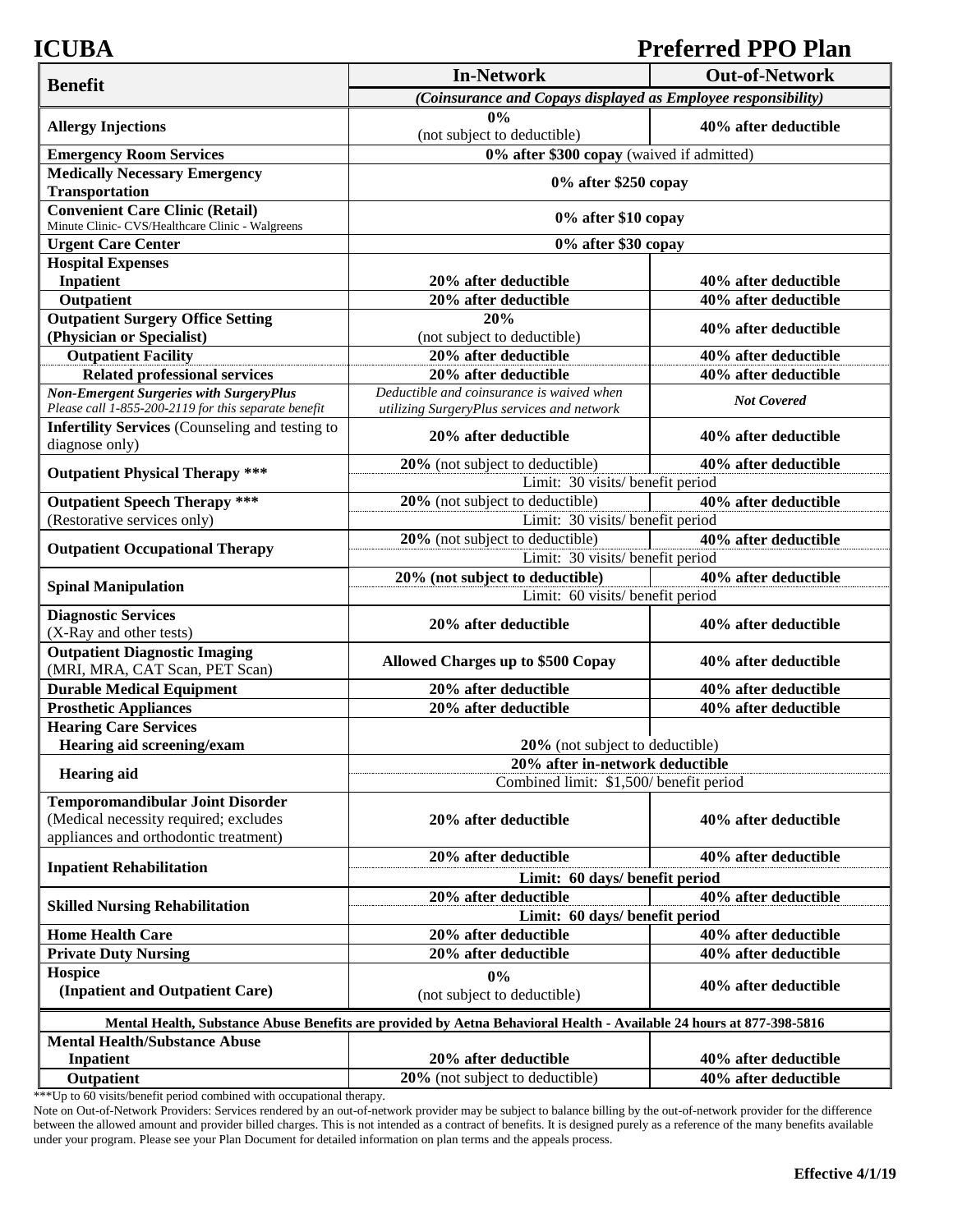# ICUBA

# Preferred PPO Plan

| Benefit | In-Network | Out-of-Network |
|---|---|---|
| | *(Coinsurance and Copays displayed as Employee responsibility)* | |
| **Allergy Injections** | **0%** (not subject to deductible) | **40% after deductible** |
| **Emergency Room Services** | **0% after $300 copay** (waived if admitted) | |
| **Medically Necessary Emergency Transportation** | **0% after $250 copay** | |
| **Convenient Care Clinic (Retail)** Minute Clinic- CVS/Healthcare Clinic - Walgreens | **0% after $10 copay** | |
| **Urgent Care Center** | **0% after $30 copay** | |
| **Hospital Expenses** | | |
| **Inpatient** | **20% after deductible** | **40% after deductible** |
| **Outpatient** | **20% after deductible** | **40% after deductible** |
| **Outpatient Surgery Office Setting (Physician or Specialist)** | **20%** (not subject to deductible) | **40% after deductible** |
| **Outpatient Facility** | **20% after deductible** | **40% after deductible** |
| **Related professional services** | **20% after deductible** | **40% after deductible** |
| ***Non-Emergent Surgeries with SurgeryPlus*** *Please call 1-855-200-2119 for this separate benefit* | *Deductible and coinsurance is waived when utilizing SurgeryPlus services and network* | ***Not Covered*** |
| **Infertility Services** (Counseling and testing to diagnose only) | **20% after deductible** | **40% after deductible** |
| **Outpatient Physical Therapy \*\*\*** | **20%** (not subject to deductible) | **40% after deductible** |
| | Limit: 30 visits/ benefit period | |
| **Outpatient Speech Therapy \*\*\*** (Restorative services only) | **20%** (not subject to deductible) | **40% after deductible** |
| | Limit: 30 visits/ benefit period | |
| **Outpatient Occupational Therapy** | **20%** (not subject to deductible) | **40% after deductible** |
| | Limit: 30 visits/ benefit period | |
| **Spinal Manipulation** | **20% (not subject to deductible)** | **40% after deductible** |
| | Limit: 60 visits/ benefit period | |
| **Diagnostic Services** (X-Ray and other tests) | **20% after deductible** | **40% after deductible** |
| **Outpatient Diagnostic Imaging** (MRI, MRA, CAT Scan, PET Scan) | **Allowed Charges up to $500 Copay** | **40% after deductible** |
| **Durable Medical Equipment** | **20% after deductible** | **40% after deductible** |
| **Prosthetic Appliances** | **20% after deductible** | **40% after deductible** |
| **Hearing Care Services** | | |
| **Hearing aid screening/exam** | **20%** (not subject to deductible) | |
| **Hearing aid** | **20% after in-network deductible** | |
| | Combined limit: $1,500/ benefit period | |
| **Temporomandibular Joint Disorder** (Medical necessity required; excludes appliances and orthodontic treatment) | **20% after deductible** | **40% after deductible** |
| **Inpatient Rehabilitation** | **20% after deductible** | **40% after deductible** |
| | **Limit: 60 days/ benefit period** | |
| **Skilled Nursing Rehabilitation** | **20% after deductible** | **40% after deductible** |
| | **Limit: 60 days/ benefit period** | |
| **Home Health Care** | **20% after deductible** | **40% after deductible** |
| **Private Duty Nursing** | **20% after deductible** | **40% after deductible** |
| **Hospice (Inpatient and Outpatient Care)** | **0%** (not subject to deductible) | **40% after deductible** |
| **Mental Health, Substance Abuse Benefits are provided by Aetna Behavioral Health - Available 24 hours at 877-398-5816** | | |
| **Mental Health/Substance Abuse** | | |
| **Inpatient** | **20% after deductible** | **40% after deductible** |
| **Outpatient** | **20%** (not subject to deductible) | **40% after deductible** |

\*\*\*Up to 60 visits/benefit period combined with occupational therapy.

Note on Out-of-Network Providers: Services rendered by an out-of-network provider may be subject to balance billing by the out-of-network provider for the difference between the allowed amount and provider billed charges. This is not intended as a contract of benefits. It is designed purely as a reference of the many benefits available under your program. Please see your Plan Document for detailed information on plan terms and the appeals process.

**Effective 4/1/19**